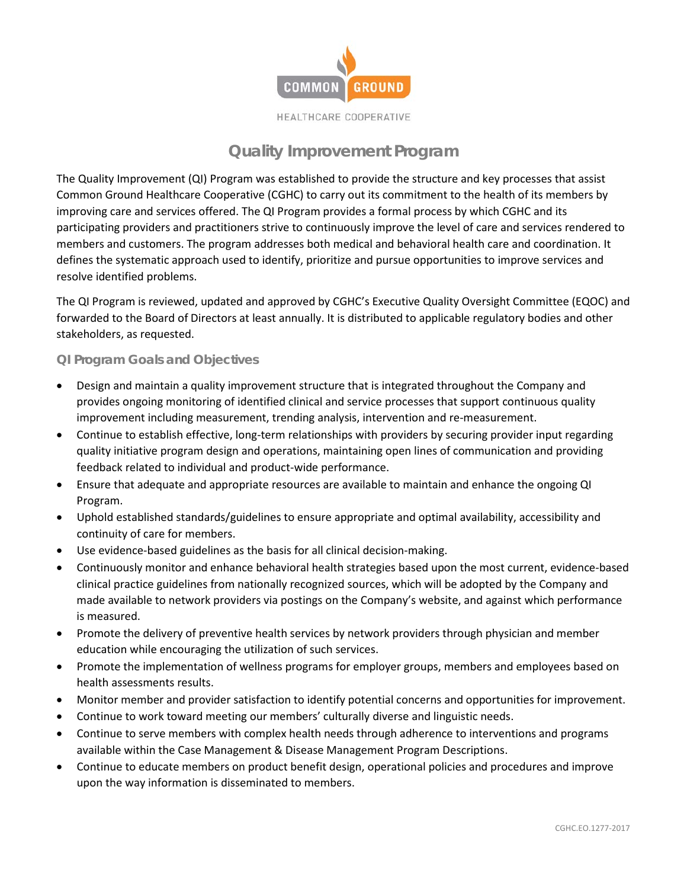COMMON GROUND

HEALTHCARE COOPERATIVE

# Quality Improvement Program

The Quality Improvement (QI) Program was established to provide the structure and key processes that assist Common Ground Healthcare Cooperative (CGHC) to carry out its commitment to the health of its members by improving care and services offered. The QI Program provides a formal process by which CGHC and its participating providers and practitioners strive to continuously improve the level of care and services rendered to members and customers. The program addresses both medical and behavioral health care and coordination. It defines the systematic approach used to identify, prioritize and pursue opportunities to improve services and resolve identified problems.

The QI Program is reviewed, updated and approved by CGHC's Executive Quality Oversight Committee (EQOC) and forwarded to the Board of Directors at least annually. It is distributed to applicable regulatory bodies and other stakeholders, as requested.

## QI Program Goals and Objectives

- Design and maintain a quality improvement structure that is integrated throughout the Company and provides ongoing monitoring of identified clinical and service processes that support continuous quality improvement including measurement, trending analysis, intervention and re-measurement.
- Continue to establish effective, long-term relationships with providers by securing provider input regarding quality initiative program design and operations, maintaining open lines of communication and providing feedback related to individual and product-wide performance.
- Ensure that adequate and appropriate resources are available to maintain and enhance the ongoing QI Program.
- Uphold established standards/guidelines to ensure appropriate and optimal availability, accessibility and continuity of care for members.
- Use evidence-based guidelines as the basis for all clinical decision-making.
- Continuously monitor and enhance behavioral health strategies based upon the most current, evidence-based clinical practice guidelines from nationally recognized sources, which will be adopted by the Company and made available to network providers via postings on the Company's website, and against which performance is measured.
- Promote the delivery of preventive health services by network providers through physician and member education while encouraging the utilization of such services.
- Promote the implementation of wellness programs for employer groups, members and employees based on health assessments results.
- Monitor member and provider satisfaction to identify potential concerns and opportunities for improvement.
- Continue to work toward meeting our members' culturally diverse and linguistic needs.
- Continue to serve members with complex health needs through adherence to interventions and programs available within the Case Management & Disease Management Program Descriptions.
- Continue to educate members on product benefit design, operational policies and procedures and improve upon the way information is disseminated to members.

CGHC.EO.1277-2017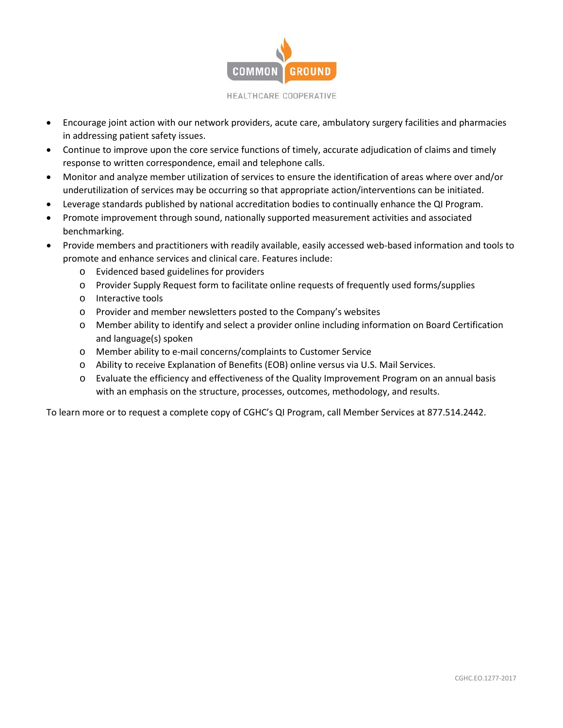- Encourage joint action with our network providers, acute care, ambulatory surgery facilities and pharmacies in addressing patient safety issues.
- Continue to improve upon the core service functions of timely, accurate adjudication of claims and timely response to written correspondence, email and telephone calls.
- Monitor and analyze member utilization of services to ensure the identification of areas where over and/or underutilization of services may be occurring so that appropriate action/interventions can be initiated.
- Leverage standards published by national accreditation bodies to continually enhance the QI Program.
- Promote improvement through sound, nationally supported measurement activities and associated benchmarking.
- Provide members and practitioners with readily available, easily accessed web-based information and tools to promote and enhance services and clinical care. Features include:
    - Evidenced based guidelines for providers
    - Provider Supply Request form to facilitate online requests of frequently used forms/supplies
    - Interactive tools
    - Provider and member newsletters posted to the Company's websites
    - Member ability to identify and select a provider online including information on Board Certification and language(s) spoken
    - Member ability to e-mail concerns/complaints to Customer Service
    - Ability to receive Explanation of Benefits (EOB) online versus via U.S. Mail Services.
    - Evaluate the efficiency and effectiveness of the Quality Improvement Program on an annual basis with an emphasis on the structure, processes, outcomes, methodology, and results.

To learn more or to request a complete copy of CGHC's QI Program, call Member Services at 877.514.2442.

CGHC.EO.1277-2017